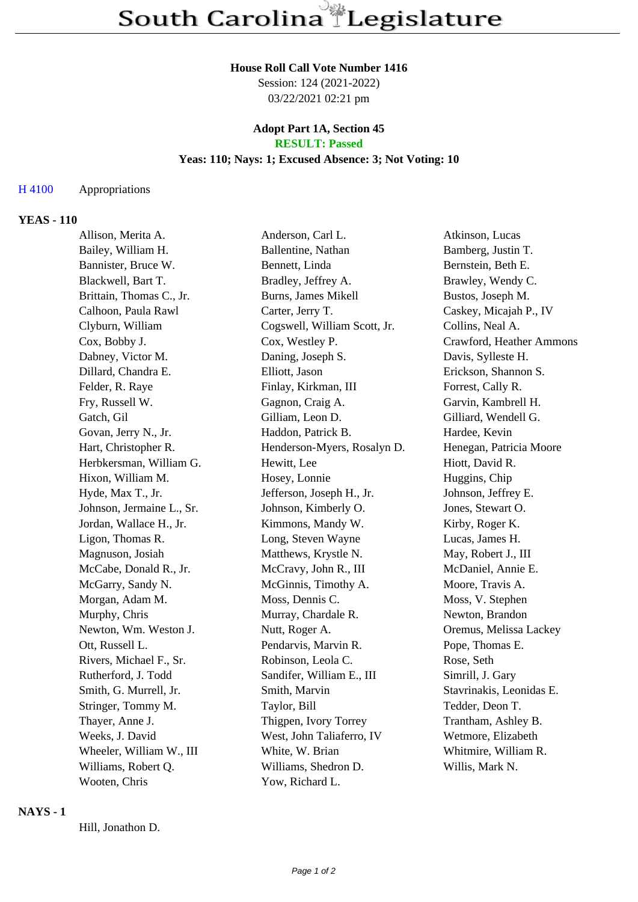# South Carolina Legislature

**House Roll Call Vote Number 1416**
Session: 124 (2021-2022)
03/22/2021 02:21 pm

**Adopt Part 1A, Section 45**
**RESULT: Passed**
**Yeas: 110; Nays: 1; Excused Absence: 3; Not Voting: 10**

H 4100 Appropriations

## YEAS - 110

| | | |
|---|---|---|
| Allison, Merita A. | Anderson, Carl L. | Atkinson, Lucas |
| Bailey, William H. | Ballentine, Nathan | Bamberg, Justin T. |
| Bannister, Bruce W. | Bennett, Linda | Bernstein, Beth E. |
| Blackwell, Bart T. | Bradley, Jeffrey A. | Brawley, Wendy C. |
| Brittain, Thomas C., Jr. | Burns, James Mikell | Bustos, Joseph M. |
| Calhoon, Paula Rawl | Carter, Jerry T. | Caskey, Micajah P., IV |
| Clyburn, William | Cogswell, William Scott, Jr. | Collins, Neal A. |
| Cox, Bobby J. | Cox, Westley P. | Crawford, Heather Ammons |
| Dabney, Victor M. | Daning, Joseph S. | Davis, Sylleste H. |
| Dillard, Chandra E. | Elliott, Jason | Erickson, Shannon S. |
| Felder, R. Raye | Finlay, Kirkman, III | Forrest, Cally R. |
| Fry, Russell W. | Gagnon, Craig A. | Garvin, Kambrell H. |
| Gatch, Gil | Gilliam, Leon D. | Gilliard, Wendell G. |
| Govan, Jerry N., Jr. | Haddon, Patrick B. | Hardee, Kevin |
| Hart, Christopher R. | Henderson-Myers, Rosalyn D. | Henegan, Patricia Moore |
| Herbkersman, William G. | Hewitt, Lee | Hiott, David R. |
| Hixon, William M. | Hosey, Lonnie | Huggins, Chip |
| Hyde, Max T., Jr. | Jefferson, Joseph H., Jr. | Johnson, Jeffrey E. |
| Johnson, Jermaine L., Sr. | Johnson, Kimberly O. | Jones, Stewart O. |
| Jordan, Wallace H., Jr. | Kimmons, Mandy W. | Kirby, Roger K. |
| Ligon, Thomas R. | Long, Steven Wayne | Lucas, James H. |
| Magnuson, Josiah | Matthews, Krystle N. | May, Robert J., III |
| McCabe, Donald R., Jr. | McCravy, John R., III | McDaniel, Annie E. |
| McGarry, Sandy N. | McGinnis, Timothy A. | Moore, Travis A. |
| Morgan, Adam M. | Moss, Dennis C. | Moss, V. Stephen |
| Murphy, Chris | Murray, Chardale R. | Newton, Brandon |
| Newton, Wm. Weston J. | Nutt, Roger A. | Oremus, Melissa Lackey |
| Ott, Russell L. | Pendarvis, Marvin R. | Pope, Thomas E. |
| Rivers, Michael F., Sr. | Robinson, Leola C. | Rose, Seth |
| Rutherford, J. Todd | Sandifer, William E., III | Simrill, J. Gary |
| Smith, G. Murrell, Jr. | Smith, Marvin | Stavrinakis, Leonidas E. |
| Stringer, Tommy M. | Taylor, Bill | Tedder, Deon T. |
| Thayer, Anne J. | Thigpen, Ivory Torrey | Trantham, Ashley B. |
| Weeks, J. David | West, John Taliaferro, IV | Wetmore, Elizabeth |
| Wheeler, William W., III | White, W. Brian | Whitmire, William R. |
| Williams, Robert Q. | Williams, Shedron D. | Willis, Mark N. |
| Wooten, Chris | Yow, Richard L. | |

## NAYS - 1

Hill, Jonathon D.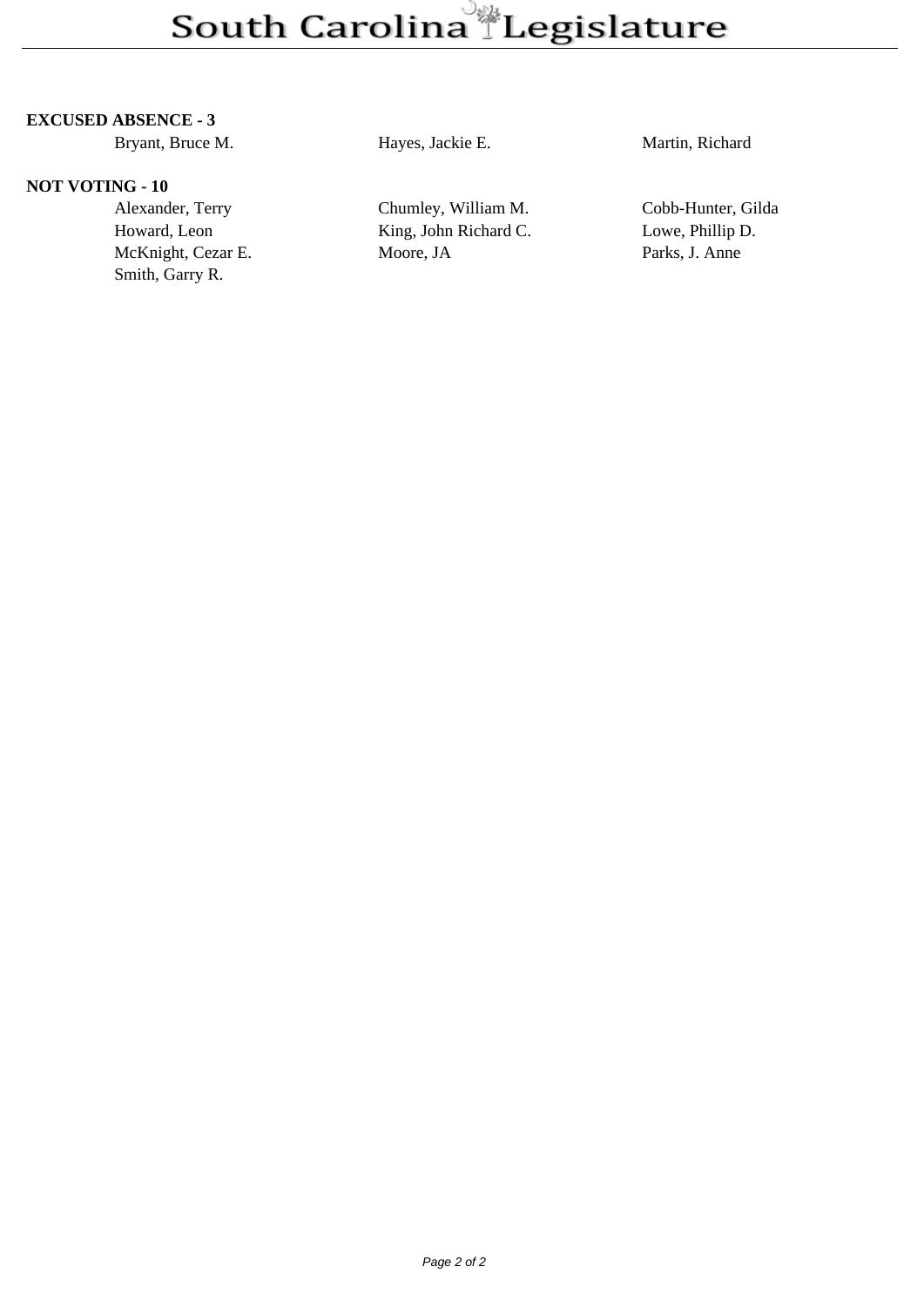**EXCUSED ABSENCE - 3**

| | | |
|---|---|---|
| Bryant, Bruce M. | Hayes, Jackie E. | Martin, Richard |

**NOT VOTING - 10**

| | | |
|---|---|---|
| Alexander, Terry | Chumley, William M. | Cobb-Hunter, Gilda |
| Howard, Leon | King, John Richard C. | Lowe, Phillip D. |
| McKnight, Cezar E. | Moore, JA | Parks, J. Anne |
| Smith, Garry R. | | |